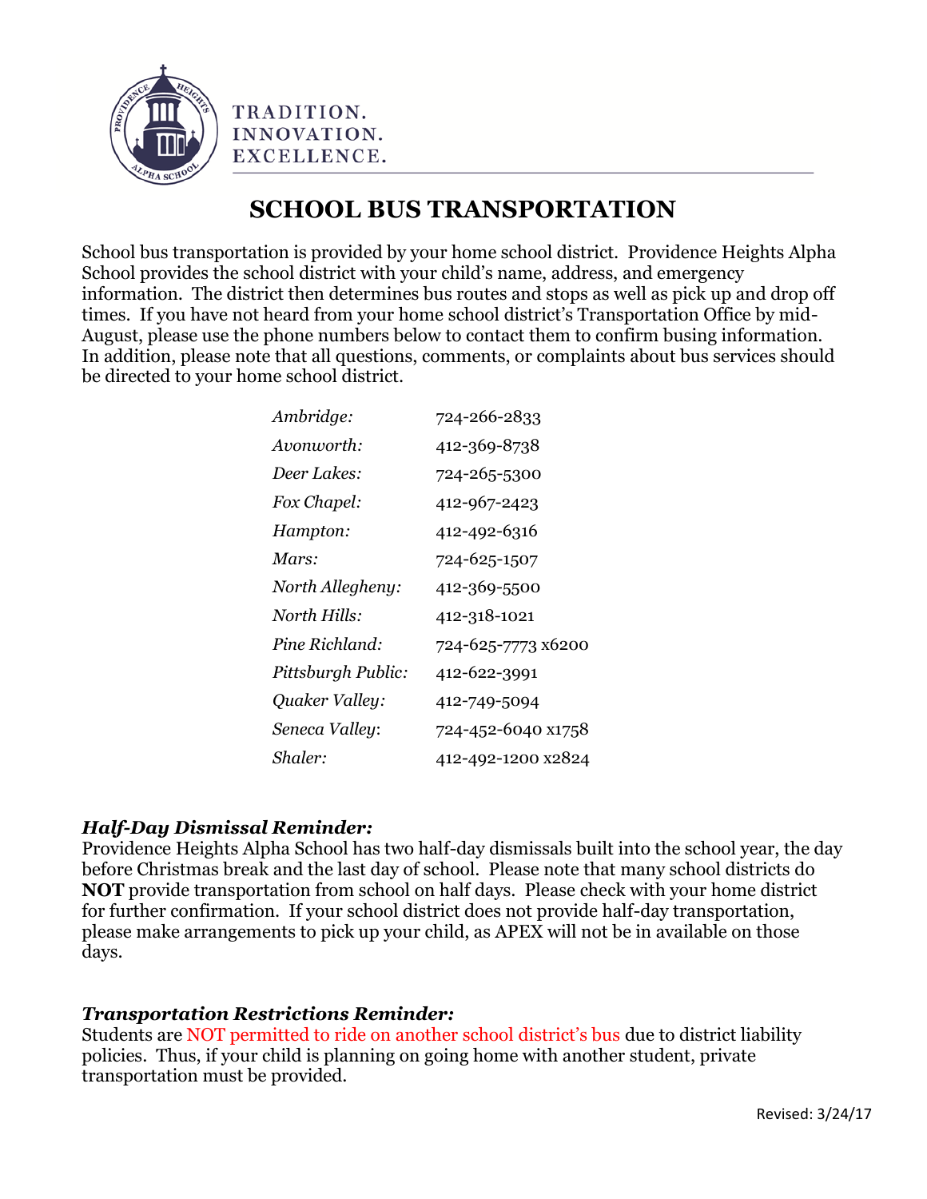TRADITION.
INNOVATION.
EXCELLENCE.

# SCHOOL BUS TRANSPORTATION

School bus transportation is provided by your home school district. Providence Heights Alpha School provides the school district with your child's name, address, and emergency information. The district then determines bus routes and stops as well as pick up and drop off times. If you have not heard from your home school district's Transportation Office by mid-August, please use the phone numbers below to contact them to confirm busing information. In addition, please note that all questions, comments, or complaints about bus services should be directed to your home school district.

| | |
|---|---|
| *Ambridge:* | 724-266-2833 |
| *Avonworth:* | 412-369-8738 |
| *Deer Lakes:* | 724-265-5300 |
| *Fox Chapel:* | 412-967-2423 |
| *Hampton:* | 412-492-6316 |
| *Mars:* | 724-625-1507 |
| *North Allegheny:* | 412-369-5500 |
| *North Hills:* | 412-318-1021 |
| *Pine Richland:* | 724-625-7773 x6200 |
| *Pittsburgh Public:* | 412-622-3991 |
| *Quaker Valley:* | 412-749-5094 |
| *Seneca Valley:* | 724-452-6040 x1758 |
| *Shaler:* | 412-492-1200 x2824 |

***Half-Day Dismissal Reminder:***
Providence Heights Alpha School has two half-day dismissals built into the school year, the day before Christmas break and the last day of school. Please note that many school districts do **NOT** provide transportation from school on half days. Please check with your home district for further confirmation. If your school district does not provide half-day transportation, please make arrangements to pick up your child, as APEX will not be in available on those days.

***Transportation Restrictions Reminder:***
Students are NOT permitted to ride on another school district's bus due to district liability policies. Thus, if your child is planning on going home with another student, private transportation must be provided.

Revised: 3/24/17